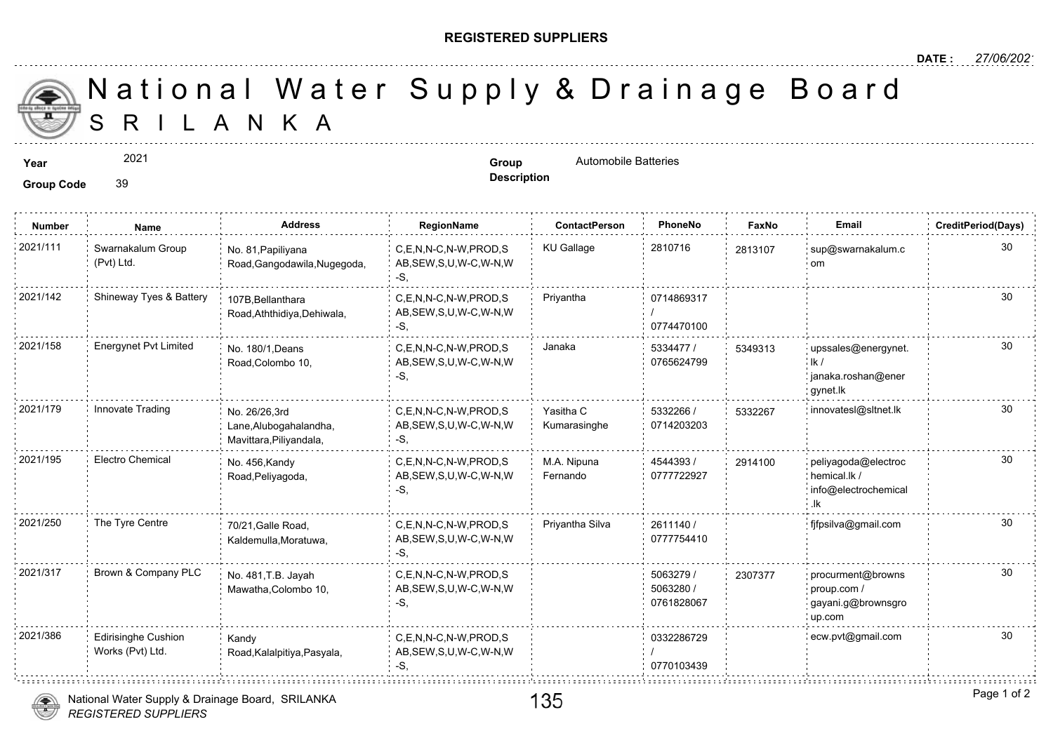**REGISTERED SUPPLIERS**

**DATE :** 27/06/2021

# National Water Supply & Drainage Board
## SRILANKA

**Year** 2021

**Group Code** 39

**Group Description** Automobile Batteries

| Number | Name | Address | RegionName | ContactPerson | PhoneNo | FaxNo | Email | CreditPeriod(Days) |
|---|---|---|---|---|---|---|---|---|
| 2021/111 | Swarnakalum Group (Pvt) Ltd. | No. 81,Papiliyana Road,Gangodawila,Nugegoda, | C,E,N,N-C,N-W,PROD,SAB,SEW,S,U,W-C,W-N,W-S, | KU Gallage | 2810716 | 2813107 | sup@swarnakalum.com | 30 |
| 2021/142 | Shineway Tyes & Battery | 107B,Bellanthara Road,Aththidiya,Dehiwala, | C,E,N,N-C,N-W,PROD,SAB,SEW,S,U,W-C,W-N,W-S, | Priyantha | 0714869317 / 0774470100 | | | 30 |
| 2021/158 | Energynet Pvt Limited | No. 180/1,Deans Road,Colombo 10, | C,E,N,N-C,N-W,PROD,SAB,SEW,S,U,W-C,W-N,W-S, | Janaka | 5334477 / 0765624799 | 5349313 | upssales@energynet.lk / janaka.roshan@energynet.lk | 30 |
| 2021/179 | Innovate Trading | No. 26/26,3rd Lane,Alubogahalandha, Mavittara,Piliyandala, | C,E,N,N-C,N-W,PROD,SAB,SEW,S,U,W-C,W-N,W-S, | Yasitha C Kumarasinghe | 5332266 / 0714203203 | 5332267 | innovatesl@sltnet.lk | 30 |
| 2021/195 | Electro Chemical | No. 456,Kandy Road,Peliyagoda, | C,E,N,N-C,N-W,PROD,SAB,SEW,S,U,W-C,W-N,W-S, | M.A. Nipuna Fernando | 4544393 / 0777722927 | 2914100 | peliyagoda@electrochemical.lk / info@electrochemical.lk | 30 |
| 2021/250 | The Tyre Centre | 70/21,Galle Road, Kaldemulla,Moratuwa, | C,E,N,N-C,N-W,PROD,SAB,SEW,S,U,W-C,W-N,W-S, | Priyantha Silva | 2611140 / 0777754410 | | fjfpsilva@gmail.com | 30 |
| 2021/317 | Brown & Company PLC | No. 481,T.B. Jayah Mawatha,Colombo 10, | C,E,N,N-C,N-W,PROD,SAB,SEW,S,U,W-C,W-N,W-S, | | 5063279 / 5063280 / 0761828067 | 2307377 | procurment@brownsproup.com / gayani.g@brownsgroup.com | 30 |
| 2021/386 | Edirisinghe Cushion Works (Pvt) Ltd. | Kandy Road,Kalalpitiya,Pasyala, | C,E,N,N-C,N-W,PROD,SAB,SEW,S,U,W-C,W-N,W-S, | | 0332286729 / 0770103439 | | ecw.pvt@gmail.com | 30 |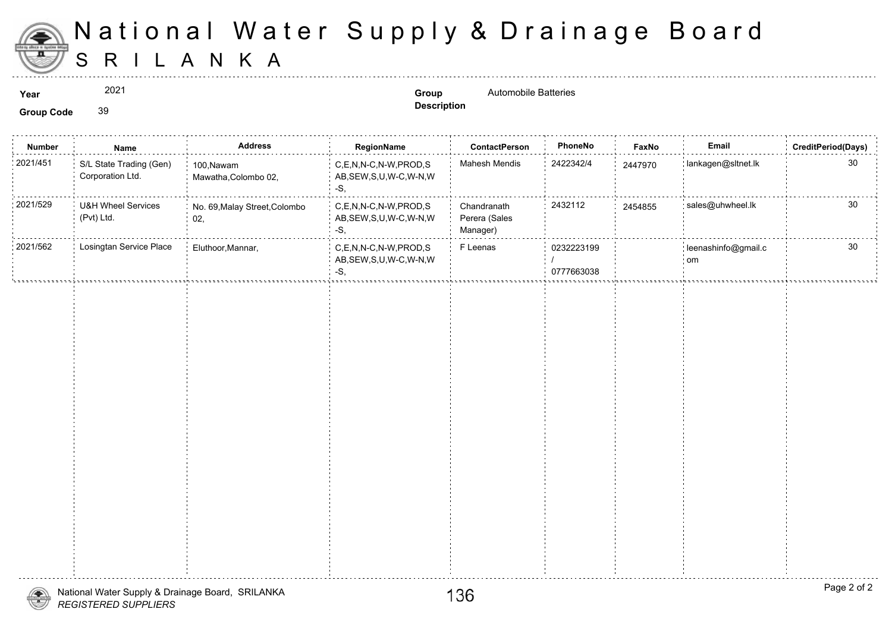# National Water Supply & Drainage Board
## SRILANKA

**Year** 2021

**Group Code** 39

**Group Description** Automobile Batteries

| Number | Name | Address | RegionName | ContactPerson | PhoneNo | FaxNo | Email | CreditPeriod(Days) |
|---|---|---|---|---|---|---|---|---|
| 2021/451 | S/L State Trading (Gen) Corporation Ltd. | 100,Nawam Mawatha,Colombo 02, | C,E,N,N-C,N-W,PROD,SAB,SEW,S,U,W-C,W-N,W-S, | Mahesh Mendis | 2422342/4 | 2447970 | lankagen@sltnet.lk | 30 |
| 2021/529 | U&H Wheel Services (Pvt) Ltd. | No. 69,Malay Street,Colombo 02, | C,E,N,N-C,N-W,PROD,SAB,SEW,S,U,W-C,W-N,W-S, | Chandranath Perera (Sales Manager) | 2432112 | 2454855 | sales@uhwheel.lk | 30 |
| 2021/562 | Losingtan Service Place | Eluthoor,Mannar, | C,E,N,N-C,N-W,PROD,SAB,SEW,S,U,W-C,W-N,W-S, | F Leenas | 0232223199 / 0777663038 | | leenashinfo@gmail.com | 30 |

National Water Supply & Drainage Board, SRILANKA
*REGISTERED SUPPLIERS*